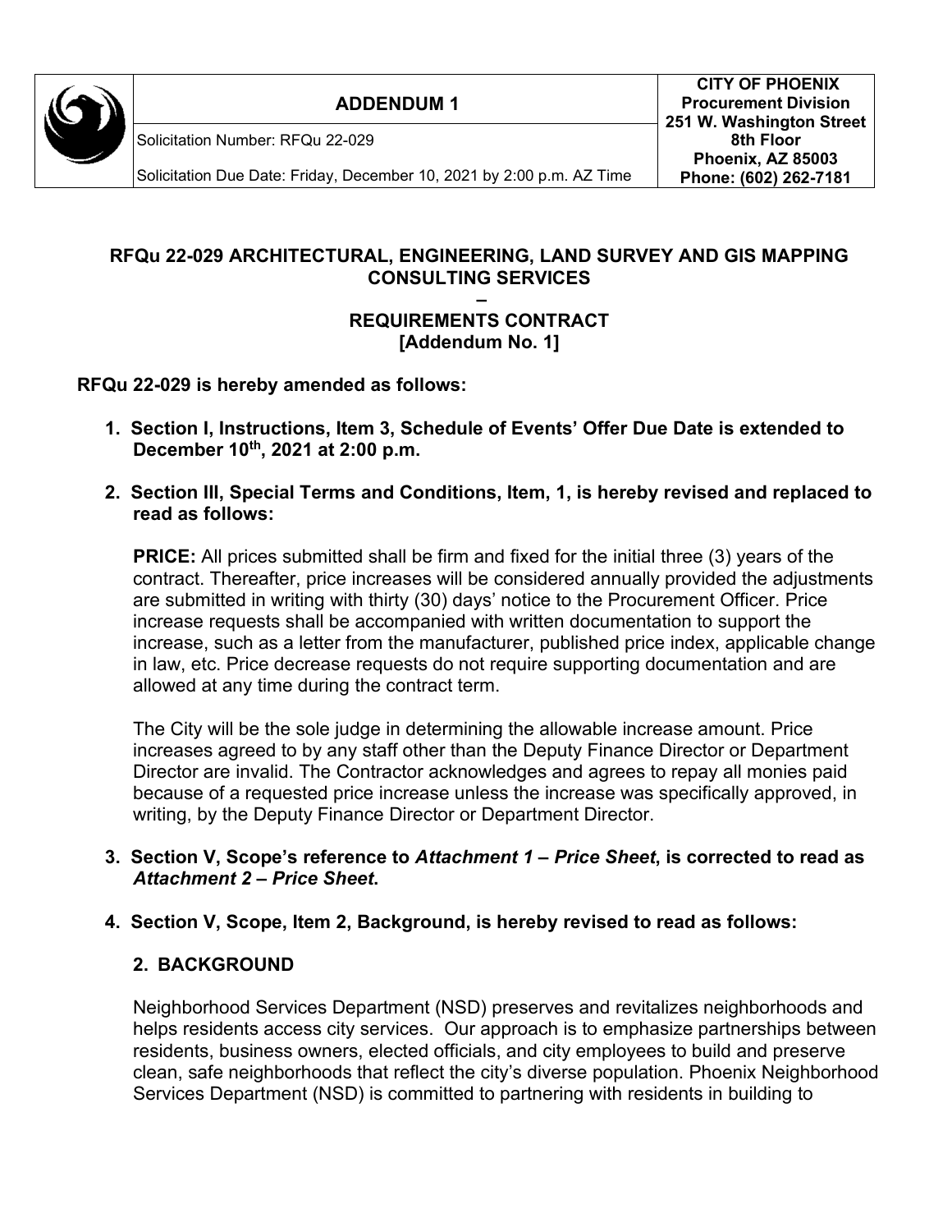| | ADDENDUM 1 | CITY OF PHOENIX<br>Procurement Division<br>251 W. Washington Street<br>8th Floor<br>Phoenix, AZ 85003<br>Phone: (602) 262-7181 |
|---|---|---|
| | Solicitation Number: RFQu 22-029 | |
| | Solicitation Due Date: Friday, December 10, 2021 by 2:00 p.m. AZ Time | |

## RFQu 22-029 ARCHITECTURAL, ENGINEERING, LAND SURVEY AND GIS MAPPING CONSULTING SERVICES – REQUIREMENTS CONTRACT [Addendum No. 1]

**RFQu 22-029 is hereby amended as follows:**

1. **Section I, Instructions, Item 3, Schedule of Events' Offer Due Date is extended to December 10th, 2021 at 2:00 p.m.**

2. **Section III, Special Terms and Conditions, Item, 1, is hereby revised and replaced to read as follows:**

   **PRICE:** All prices submitted shall be firm and fixed for the initial three (3) years of the contract. Thereafter, price increases will be considered annually provided the adjustments are submitted in writing with thirty (30) days' notice to the Procurement Officer. Price increase requests shall be accompanied with written documentation to support the increase, such as a letter from the manufacturer, published price index, applicable change in law, etc. Price decrease requests do not require supporting documentation and are allowed at any time during the contract term.

   The City will be the sole judge in determining the allowable increase amount. Price increases agreed to by any staff other than the Deputy Finance Director or Department Director are invalid. The Contractor acknowledges and agrees to repay all monies paid because of a requested price increase unless the increase was specifically approved, in writing, by the Deputy Finance Director or Department Director.

3. **Section V, Scope's reference to *Attachment 1 – Price Sheet*, is corrected to read as *Attachment 2 – Price Sheet*.**

4. **Section V, Scope, Item 2, Background, is hereby revised to read as follows:**

   **2. BACKGROUND**

   Neighborhood Services Department (NSD) preserves and revitalizes neighborhoods and helps residents access city services. Our approach is to emphasize partnerships between residents, business owners, elected officials, and city employees to build and preserve clean, safe neighborhoods that reflect the city's diverse population. Phoenix Neighborhood Services Department (NSD) is committed to partnering with residents in building to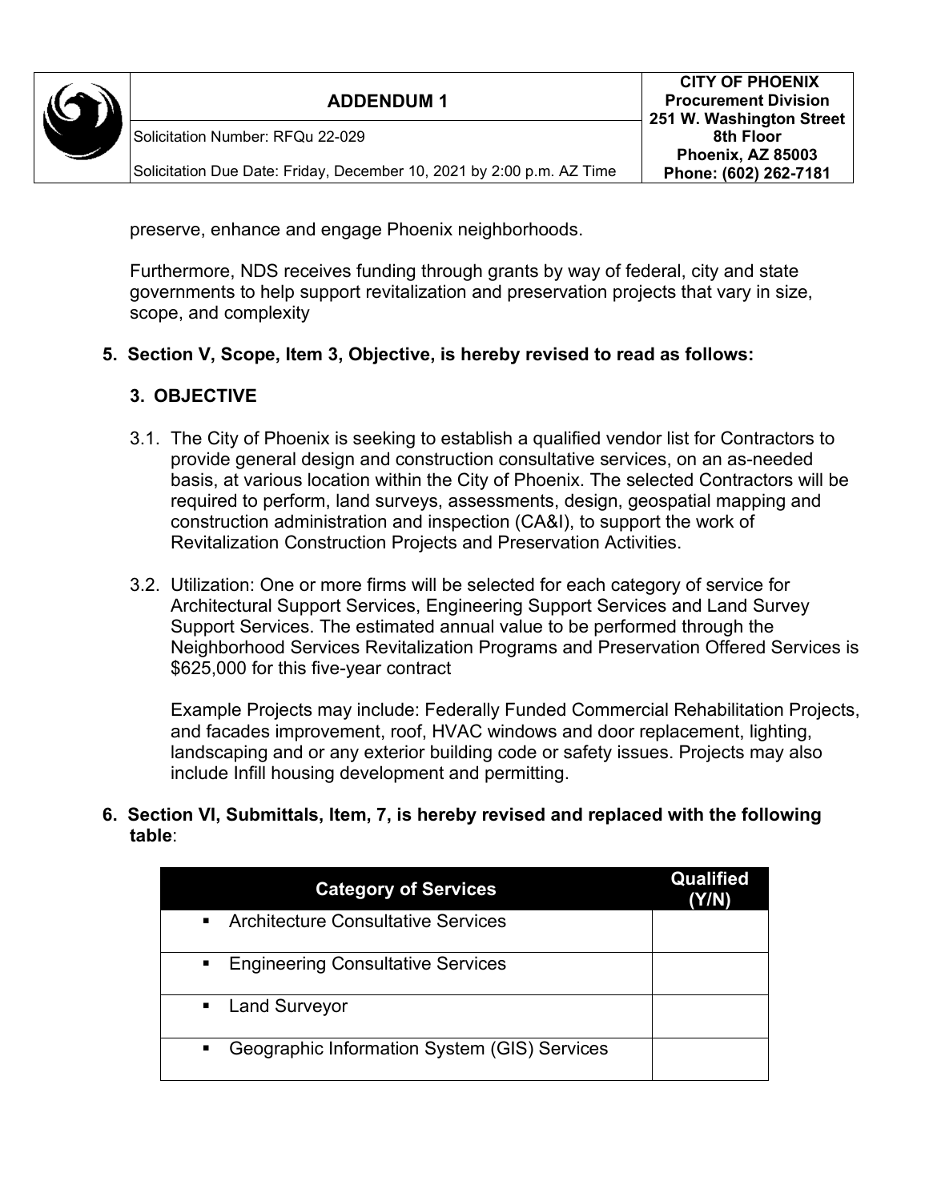preserve, enhance and engage Phoenix neighborhoods.

Furthermore, NDS receives funding through grants by way of federal, city and state governments to help support revitalization and preservation projects that vary in size, scope, and complexity

**5. Section V, Scope, Item 3, Objective, is hereby revised to read as follows:**

**3. OBJECTIVE**

3.1. The City of Phoenix is seeking to establish a qualified vendor list for Contractors to provide general design and construction consultative services, on an as-needed basis, at various location within the City of Phoenix. The selected Contractors will be required to perform, land surveys, assessments, design, geospatial mapping and construction administration and inspection (CA&I), to support the work of Revitalization Construction Projects and Preservation Activities.

3.2. Utilization: One or more firms will be selected for each category of service for Architectural Support Services, Engineering Support Services and Land Survey Support Services. The estimated annual value to be performed through the Neighborhood Services Revitalization Programs and Preservation Offered Services is $625,000 for this five-year contract

Example Projects may include: Federally Funded Commercial Rehabilitation Projects, and facades improvement, roof, HVAC windows and door replacement, lighting, landscaping and or any exterior building code or safety issues. Projects may also include Infill housing development and permitting.

**6. Section VI, Submittals, Item, 7, is hereby revised and replaced with the following table**:

| Category of Services | Qualified (Y/N) |
|---|---|
| ▪ Architecture Consultative Services | |
| ▪ Engineering Consultative Services | |
| ▪ Land Surveyor | |
| ▪ Geographic Information System (GIS) Services | |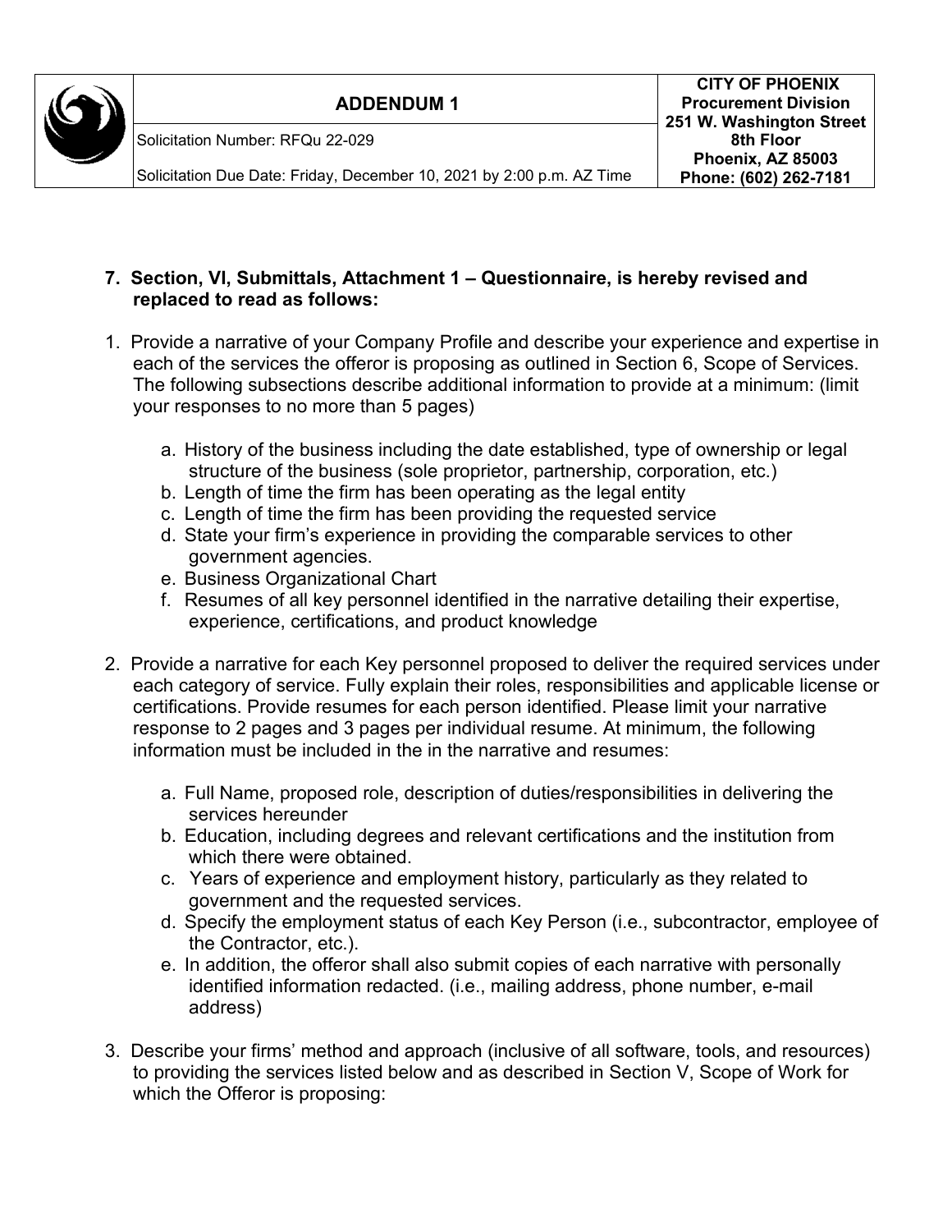| | ADDENDUM 1 | CITY OF PHOENIX |
|---|---|---|
| | Solicitation Number: RFQu 22-029 | Procurement Division<br>251 W. Washington Street<br>8th Floor<br>Phoenix, AZ 85003 |
| | Solicitation Due Date: Friday, December 10, 2021 by 2:00 p.m. AZ Time | Phone: (602) 262-7181 |

**7. Section, VI, Submittals, Attachment 1 – Questionnaire, is hereby revised and replaced to read as follows:**

1. Provide a narrative of your Company Profile and describe your experience and expertise in each of the services the offeror is proposing as outlined in Section 6, Scope of Services. The following subsections describe additional information to provide at a minimum: (limit your responses to no more than 5 pages)

   a. History of the business including the date established, type of ownership or legal structure of the business (sole proprietor, partnership, corporation, etc.)
   b. Length of time the firm has been operating as the legal entity
   c. Length of time the firm has been providing the requested service
   d. State your firm's experience in providing the comparable services to other government agencies.
   e. Business Organizational Chart
   f. Resumes of all key personnel identified in the narrative detailing their expertise, experience, certifications, and product knowledge

2. Provide a narrative for each Key personnel proposed to deliver the required services under each category of service. Fully explain their roles, responsibilities and applicable license or certifications. Provide resumes for each person identified. Please limit your narrative response to 2 pages and 3 pages per individual resume. At minimum, the following information must be included in the in the narrative and resumes:

   a. Full Name, proposed role, description of duties/responsibilities in delivering the services hereunder
   b. Education, including degrees and relevant certifications and the institution from which there were obtained.
   c. Years of experience and employment history, particularly as they related to government and the requested services.
   d. Specify the employment status of each Key Person (i.e., subcontractor, employee of the Contractor, etc.).
   e. In addition, the offeror shall also submit copies of each narrative with personally identified information redacted. (i.e., mailing address, phone number, e-mail address)

3. Describe your firms' method and approach (inclusive of all software, tools, and resources) to providing the services listed below and as described in Section V, Scope of Work for which the Offeror is proposing: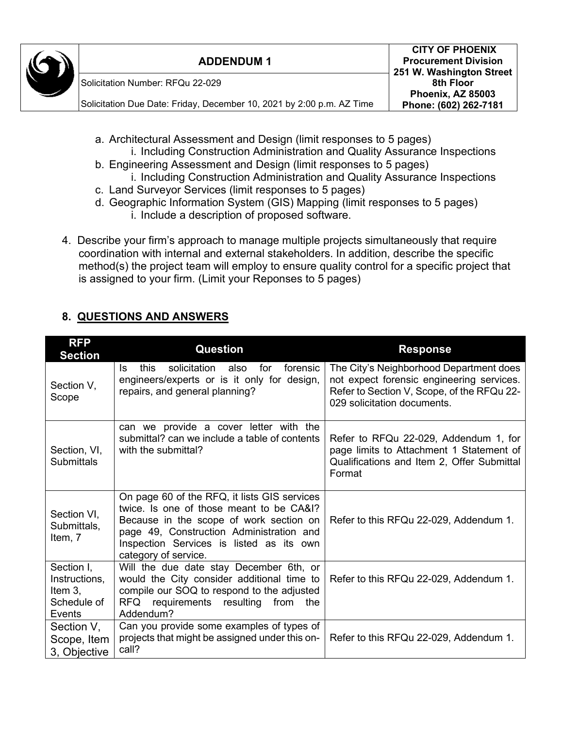a. Architectural Assessment and Design (limit responses to 5 pages)
    i. Including Construction Administration and Quality Assurance Inspections
b. Engineering Assessment and Design (limit responses to 5 pages)
    i. Including Construction Administration and Quality Assurance Inspections
c. Land Surveyor Services (limit responses to 5 pages)
d. Geographic Information System (GIS) Mapping (limit responses to 5 pages)
    i. Include a description of proposed software.

4. Describe your firm's approach to manage multiple projects simultaneously that require coordination with internal and external stakeholders. In addition, describe the specific method(s) the project team will employ to ensure quality control for a specific project that is assigned to your firm. (Limit your Reponses to 5 pages)

## 8. QUESTIONS AND ANSWERS

| RFP Section | Question | Response |
|---|---|---|
| Section V, Scope | Is this solicitation also for forensic engineers/experts or is it only for design, repairs, and general planning? | The City's Neighborhood Department does not expect forensic engineering services. Refer to Section V, Scope, of the RFQu 22-029 solicitation documents. |
| Section, VI, Submittals | can we provide a cover letter with the submittal? can we include a table of contents with the submittal? | Refer to RFQu 22-029, Addendum 1, for page limits to Attachment 1 Statement of Qualifications and Item 2, Offer Submittal Format |
| Section VI, Submittals, Item, 7 | On page 60 of the RFQ, it lists GIS services twice. Is one of those meant to be CA&I? Because in the scope of work section on page 49, Construction Administration and Inspection Services is listed as its own category of service. | Refer to this RFQu 22-029, Addendum 1. |
| Section I, Instructions, Item 3, Schedule of Events | Will the due date stay December 6th, or would the City consider additional time to compile our SOQ to respond to the adjusted RFQ requirements resulting from the Addendum? | Refer to this RFQu 22-029, Addendum 1. |
| Section V, Scope, Item 3, Objective | Can you provide some examples of types of projects that might be assigned under this on-call? | Refer to this RFQu 22-029, Addendum 1. |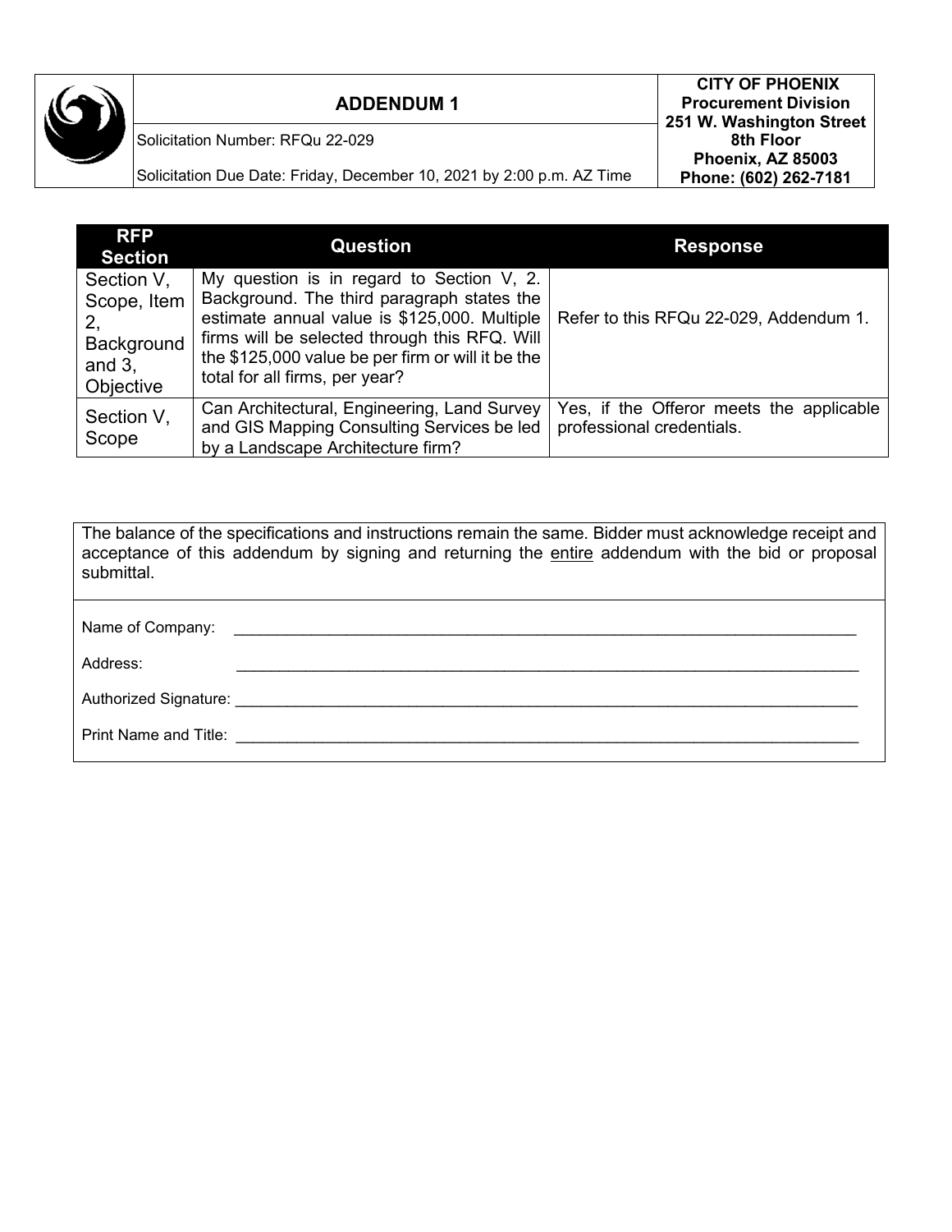# ADDENDUM 1

Solicitation Number: RFQu 22-029

Solicitation Due Date: Friday, December 10, 2021 by 2:00 p.m. AZ Time

**CITY OF PHOENIX**
**Procurement Division**
**251 W. Washington Street**
**8th Floor**
**Phoenix, AZ 85003**
**Phone: (602) 262-7181**

| RFP Section | Question | Response |
|---|---|---|
| Section V, Scope, Item 2, Background and 3, Objective | My question is in regard to Section V, 2. Background. The third paragraph states the estimate annual value is $125,000. Multiple firms will be selected through this RFQ. Will the $125,000 value be per firm or will it be the total for all firms, per year? | Refer to this RFQu 22-029, Addendum 1. |
| Section V, Scope | Can Architectural, Engineering, Land Survey and GIS Mapping Consulting Services be led by a Landscape Architecture firm? | Yes, if the Offeror meets the applicable professional credentials. |

The balance of the specifications and instructions remain the same. Bidder must acknowledge receipt and acceptance of this addendum by signing and returning the entire addendum with the bid or proposal submittal.

Name of Company: ___________________________________________

Address: ___________________________________________

Authorized Signature: ___________________________________________

Print Name and Title: ___________________________________________